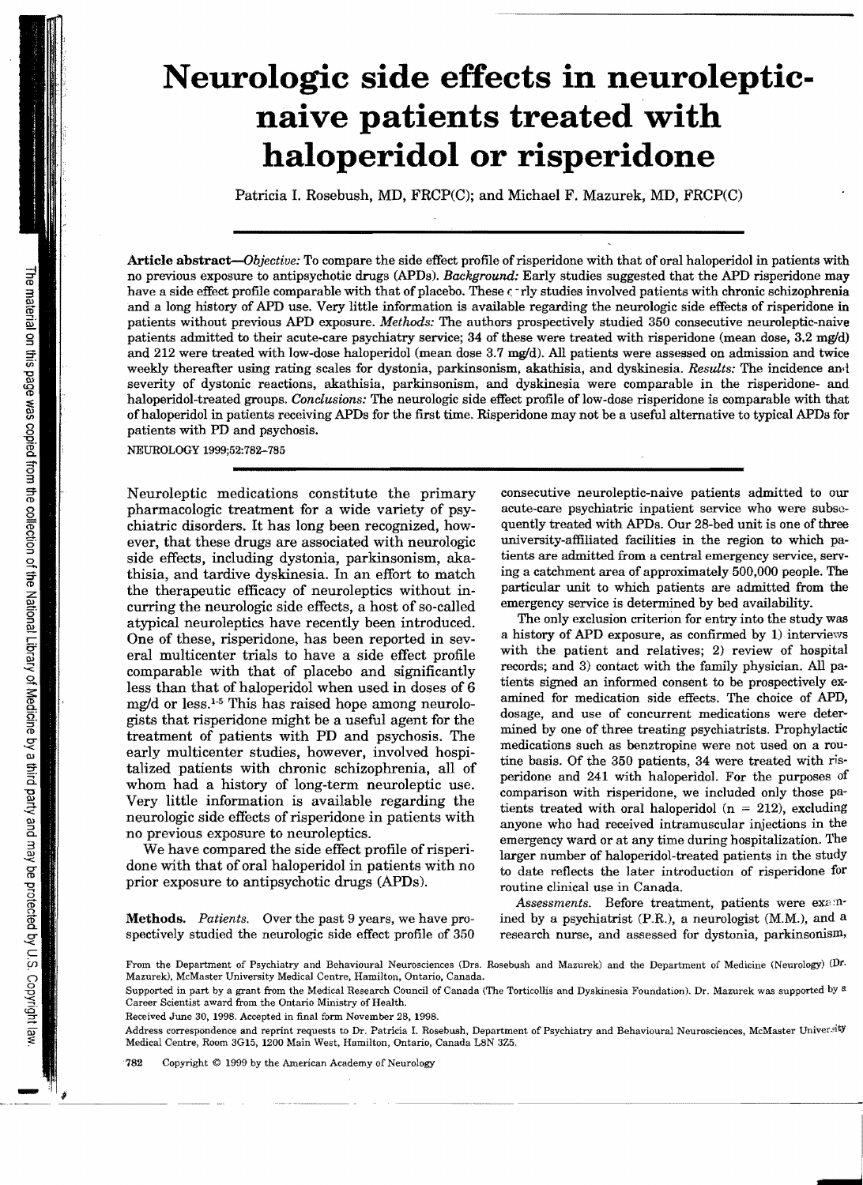# Neurologic side effects in neuroleptic-naive patients treated with haloperidol or risperidone

Patricia I. Rosebush, MD, FRCP(C); and Michael F. Mazurek, MD, FRCP(C)

**Article abstract**—*Objective:* To compare the side effect profile of risperidone with that of oral haloperidol in patients with no previous exposure to antipsychotic drugs (APDs). *Background:* Early studies suggested that the APD risperidone may have a side effect profile comparable with that of placebo. These early studies involved patients with chronic schizophrenia and a long history of APD use. Very little information is available regarding the neurologic side effects of risperidone in patients without previous APD exposure. *Methods:* The authors prospectively studied 350 consecutive neuroleptic-naive patients admitted to their acute-care psychiatry service; 34 of these were treated with risperidone (mean dose, 3.2 mg/d) and 212 were treated with low-dose haloperidol (mean dose 3.7 mg/d). All patients were assessed on admission and twice weekly thereafter using rating scales for dystonia, parkinsonism, akathisia, and dyskinesia. *Results:* The incidence and severity of dystonic reactions, akathisia, parkinsonism, and dyskinesia were comparable in the risperidone- and haloperidol-treated groups. *Conclusions:* The neurologic side effect profile of low-dose risperidone is comparable with that of haloperidol in patients receiving APDs for the first time. Risperidone may not be a useful alternative to typical APDs for patients with PD and psychosis.

NEUROLOGY 1999;52:782–785

Neuroleptic medications constitute the primary pharmacologic treatment for a wide variety of psychiatric disorders. It has long been recognized, however, that these drugs are associated with neurologic side effects, including dystonia, parkinsonism, akathisia, and tardive dyskinesia. In an effort to match the therapeutic efficacy of neuroleptics without incurring the neurologic side effects, a host of so-called atypical neuroleptics have recently been introduced. One of these, risperidone, has been reported in several multicenter trials to have a side effect profile comparable with that of placebo and significantly less than that of haloperidol when used in doses of 6 mg/d or less.[1-5] This has raised hope among neurologists that risperidone might be a useful agent for the treatment of patients with PD and psychosis. The early multicenter studies, however, involved hospitalized patients with chronic schizophrenia, all of whom had a history of long-term neuroleptic use. Very little information is available regarding the neurologic side effects of risperidone in patients with no previous exposure to neuroleptics.

We have compared the side effect profile of risperidone with that of oral haloperidol in patients with no prior exposure to antipsychotic drugs (APDs).

**Methods.** *Patients.* Over the past 9 years, we have prospectively studied the neurologic side effect profile of 350 consecutive neuroleptic-naive patients admitted to our acute-care psychiatric inpatient service who were subsequently treated with APDs. Our 28-bed unit is one of three university-affiliated facilities in the region to which patients are admitted from a central emergency service, serving a catchment area of approximately 500,000 people. The particular unit to which patients are admitted from the emergency service is determined by bed availability.

The only exclusion criterion for entry into the study was a history of APD exposure, as confirmed by 1) interviews with the patient and relatives; 2) review of hospital records; and 3) contact with the family physician. All patients signed an informed consent to be prospectively examined for medication side effects. The choice of APD, dosage, and use of concurrent medications were determined by one of three treating psychiatrists. Prophylactic medications such as benztropine were not used on a routine basis. Of the 350 patients, 34 were treated with risperidone and 241 with haloperidol. For the purposes of comparison with risperidone, we included only those patients treated with oral haloperidol (n = 212), excluding anyone who had received intramuscular injections in the emergency ward or at any time during hospitalization. The larger number of haloperidol-treated patients in the study to date reflects the later introduction of risperidone for routine clinical use in Canada.

*Assessments.* Before treatment, patients were examined by a psychiatrist (P.R.), a neurologist (M.M.), and a research nurse, and assessed for dystonia, parkinsonism,

From the Department of Psychiatry and Behavioural Neurosciences (Drs. Rosebush and Mazurek) and the Department of Medicine (Neurology) (Dr. Mazurek), McMaster University Medical Centre, Hamilton, Ontario, Canada.

Supported in part by a grant from the Medical Research Council of Canada (The Torticollis and Dyskinesia Foundation). Dr. Mazurek was supported by a Career Scientist award from the Ontario Ministry of Health.

Received June 30, 1998. Accepted in final form November 28, 1998.

Address correspondence and reprint requests to Dr. Patricia I. Rosebush, Department of Psychiatry and Behavioural Neurosciences, McMaster University Medical Centre, Room 3G15, 1200 Main West, Hamilton, Ontario, Canada L8N 3Z5.

Copyright © 1999 by the American Academy of Neurology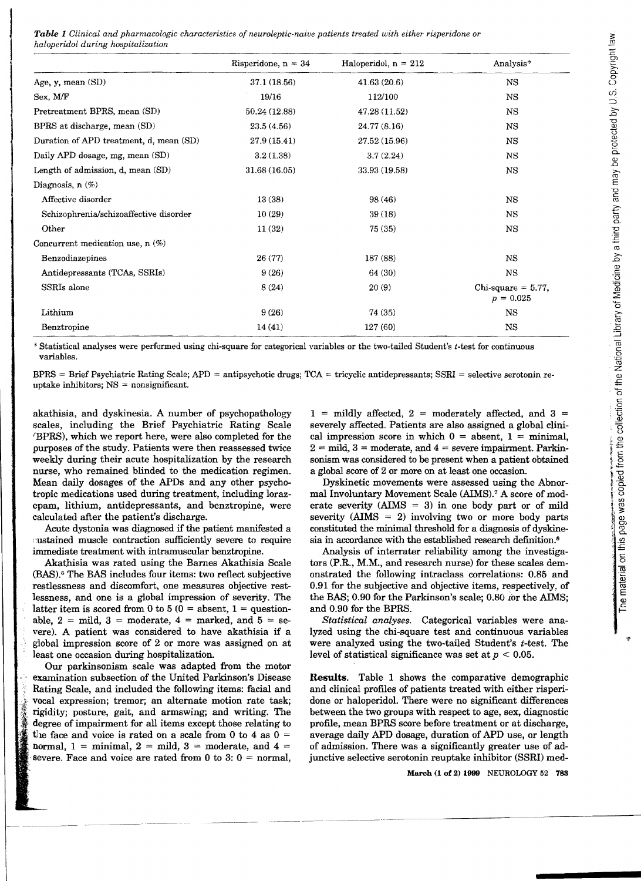***Table 1** Clinical and pharmacologic characteristics of neuroleptic-naive patients treated with either risperidone or haloperidol during hospitalization*

| | Risperidone, n = 34 | Haloperidol, n = 212 | Analysis* |
|---|---|---|---|
| Age, y, mean (SD) | 37.1 (18.56) | 41.63 (20.6) | NS |
| Sex, M/F | 19/16 | 112/100 | NS |
| Pretreatment BPRS, mean (SD) | 50.24 (12.88) | 47.28 (11.52) | NS |
| BPRS at discharge, mean (SD) | 23.5 (4.56) | 24.77 (8.16) | NS |
| Duration of APD treatment, d, mean (SD) | 27.9 (15.41) | 27.52 (15.96) | NS |
| Daily APD dosage, mg, mean (SD) | 3.2 (1.38) | 3.7 (2.24) | NS |
| Length of admission, d, mean (SD) | 31.68 (16.05) | 33.93 (19.58) | NS |
| Diagnosis, n (%) | | | |
| Affective disorder | 13 (38) | 98 (46) | NS |
| Schizophrenia/schizoaffective disorder | 10 (29) | 39 (18) | NS |
| Other | 11 (32) | 75 (35) | NS |
| Concurrent medication use, n (%) | | | |
| Benzodiazepines | 26 (77) | 187 (88) | NS |
| Antidepressants (TCAs, SSRIs) | 9 (26) | 64 (30) | NS |
| SSRIs alone | 8 (24) | 20 (9) | Chi-square = 5.77, $p = 0.025$ |
| Lithium | 9 (26) | 74 (35) | NS |
| Benztropine | 14 (41) | 127 (60) | NS |

* Statistical analyses were performed using chi-square for categorical variables or the two-tailed Student's $t$-test for continuous variables.

BPRS = Brief Psychiatric Rating Scale; APD = antipsychotic drugs; TCA = tricyclic antidepressants; SSRI = selective serotonin reuptake inhibitors; NS = nonsignificant.

akathisia, and dyskinesia. A number of psychopathology scales, including the Brief Psychiatric Rating Scale (BPRS), which we report here, were also completed for the purposes of the study. Patients were then reassessed twice weekly during their acute hospitalization by the research nurse, who remained blinded to the medication regimen. Mean daily dosages of the APDs and any other psychotropic medications used during treatment, including lorazepam, lithium, antidepressants, and benztropine, were calculated after the patient's discharge.

Acute dystonia was diagnosed if the patient manifested a sustained muscle contraction sufficiently severe to require immediate treatment with intramuscular benztropine.

Akathisia was rated using the Barnes Akathisia Scale (BAS).[6] The BAS includes four items: two reflect subjective restlessness and discomfort, one measures objective restlessness, and one is a global impression of severity. The latter item is scored from 0 to 5 (0 = absent, 1 = questionable, 2 = mild, 3 = moderate, 4 = marked, and 5 = severe). A patient was considered to have akathisia if a global impression score of 2 or more was assigned on at least one occasion during hospitalization.

Our parkinsonism scale was adapted from the motor examination subsection of the United Parkinson's Disease Rating Scale, and included the following items: facial and vocal expression; tremor; an alternate motion rate task; rigidity; posture, gait, and armswing; and writing. The degree of impairment for all items except those relating to the face and voice is rated on a scale from 0 to 4 as 0 = normal, 1 = minimal, 2 = mild, 3 = moderate, and 4 = severe. Face and voice are rated from 0 to 3: 0 = normal, 1 = mildly affected, 2 = moderately affected, and 3 = severely affected. Patients are also assigned a global clinical impression score in which 0 = absent, 1 = minimal, 2 = mild, 3 = moderate, and 4 = severe impairment. Parkinsonism was considered to be present when a patient obtained a global score of 2 or more on at least one occasion.

Dyskinetic movements were assessed using the Abnormal Involuntary Movement Scale (AIMS).[7] A score of moderate severity (AIMS = 3) in one body part or of mild severity (AIMS = 2) involving two or more body parts constituted the minimal threshold for a diagnosis of dyskinesia in accordance with the established research definition.[8]

Analysis of interrater reliability among the investigators (P.R., M.M., and research nurse) for these scales demonstrated the following intraclass correlations: 0.85 and 0.91 for the subjective and objective items, respectively, of the BAS; 0.90 for the Parkinson's scale; 0.80 for the AIMS; and 0.90 for the BPRS.

*Statistical analyses.* Categorical variables were analyzed using the chi-square test and continuous variables were analyzed using the two-tailed Student's $t$-test. The level of statistical significance was set at $p < 0.05$.

**Results.** Table 1 shows the comparative demographic and clinical profiles of patients treated with either risperidone or haloperidol. There were no significant differences between the two groups with respect to age, sex, diagnostic profile, mean BPRS score before treatment or at discharge, average daily APD dosage, duration of APD use, or length of admission. There was a significantly greater use of adjunctive selective serotonin reuptake inhibitor (SSRI) med-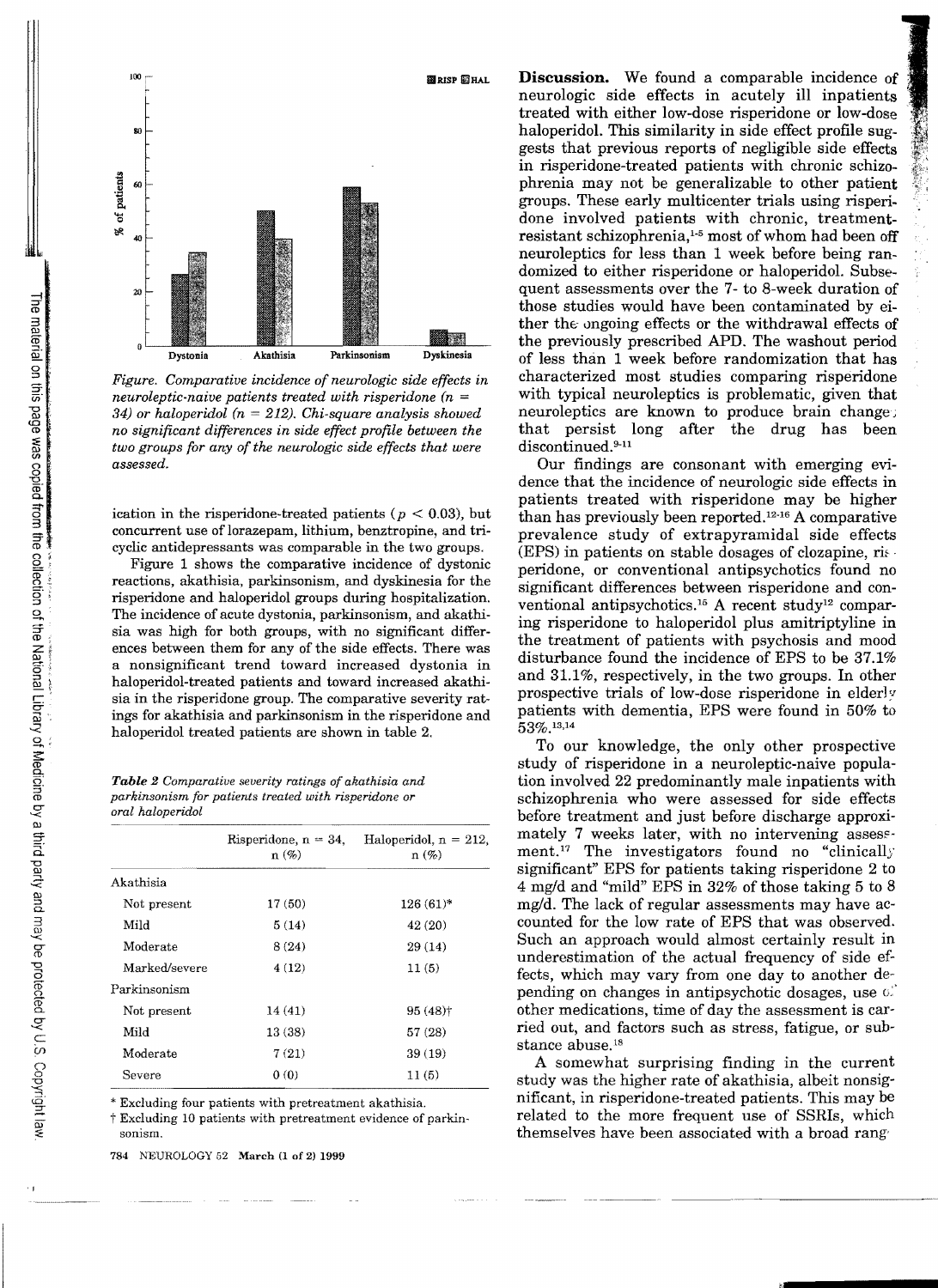*Figure. Comparative incidence of neurologic side effects in neuroleptic-naive patients treated with risperidone (n = 34) or haloperidol (n = 212). Chi-square analysis showed no significant differences in side effect profile between the two groups for any of the neurologic side effects that were assessed.*

ication in the risperidone-treated patients ($p < 0.03$), but concurrent use of lorazepam, lithium, benztropine, and tricyclic antidepressants was comparable in the two groups.

Figure 1 shows the comparative incidence of dystonic reactions, akathisia, parkinsonism, and dyskinesia for the risperidone and haloperidol groups during hospitalization. The incidence of acute dystonia, parkinsonism, and akathisia was high for both groups, with no significant differences between them for any of the side effects. There was a nonsignificant trend toward increased dystonia in haloperidol-treated patients and toward increased akathisia in the risperidone group. The comparative severity ratings for akathisia and parkinsonism in the risperidone and haloperidol treated patients are shown in table 2.

*Table 2 Comparative severity ratings of akathisia and parkinsonism for patients treated with risperidone or oral haloperidol*

| | Risperidone, n = 34, n (%) | Haloperidol, n = 212, n (%) |
|---|---|---|
| Akathisia | | |
| Not present | 17 (50) | 126 (61)* |
| Mild | 5 (14) | 42 (20) |
| Moderate | 8 (24) | 29 (14) |
| Marked/severe | 4 (12) | 11 (5) |
| Parkinsonism | | |
| Not present | 14 (41) | 95 (48)† |
| Mild | 13 (38) | 57 (28) |
| Moderate | 7 (21) | 39 (19) |
| Severe | 0 (0) | 11 (5) |

* Excluding four patients with pretreatment akathisia.

† Excluding 10 patients with pretreatment evidence of parkinsonism.

**Discussion.** We found a comparable incidence of neurologic side effects in acutely ill inpatients treated with either low-dose risperidone or low-dose haloperidol. This similarity in side effect profile suggests that previous reports of negligible side effects in risperidone-treated patients with chronic schizophrenia may not be generalizable to other patient groups. These early multicenter trials using risperidone involved patients with chronic, treatment-resistant schizophrenia,[1-5] most of whom had been off neuroleptics for less than 1 week before being randomized to either risperidone or haloperidol. Subsequent assessments over the 7- to 8-week duration of those studies would have been contaminated by either the ongoing effects or the withdrawal effects of the previously prescribed APD. The washout period of less than 1 week before randomization that has characterized most studies comparing risperidone with typical neuroleptics is problematic, given that neuroleptics are known to produce brain changes that persist long after the drug has been discontinued.[9-11]

Our findings are consonant with emerging evidence that the incidence of neurologic side effects in patients treated with risperidone may be higher than has previously been reported.[12-16] A comparative prevalence study of extrapyramidal side effects (EPS) in patients on stable dosages of clozapine, risperidone, or conventional antipsychotics found no significant differences between risperidone and conventional antipsychotics.[15] A recent study[12] comparing risperidone to haloperidol plus amitriptyline in the treatment of patients with psychosis and mood disturbance found the incidence of EPS to be 37.1% and 31.1%, respectively, in the two groups. In other prospective trials of low-dose risperidone in elderly patients with dementia, EPS were found in 50% to 53%.[13,14]

To our knowledge, the only other prospective study of risperidone in a neuroleptic-naive population involved 22 predominantly male inpatients with schizophrenia who were assessed for side effects before treatment and just before discharge approximately 7 weeks later, with no intervening assessment.[17] The investigators found no "clinically significant" EPS for patients taking risperidone 2 to 4 mg/d and "mild" EPS in 32% of those taking 5 to 8 mg/d. The lack of regular assessments may have accounted for the low rate of EPS that was observed. Such an approach would almost certainly result in underestimation of the actual frequency of side effects, which may vary from one day to another depending on changes in antipsychotic dosages, use of other medications, time of day the assessment is carried out, and factors such as stress, fatigue, or substance abuse.[18]

A somewhat surprising finding in the current study was the higher rate of akathisia, albeit nonsignificant, in risperidone-treated patients. This may be related to the more frequent use of SSRIs, which themselves have been associated with a broad range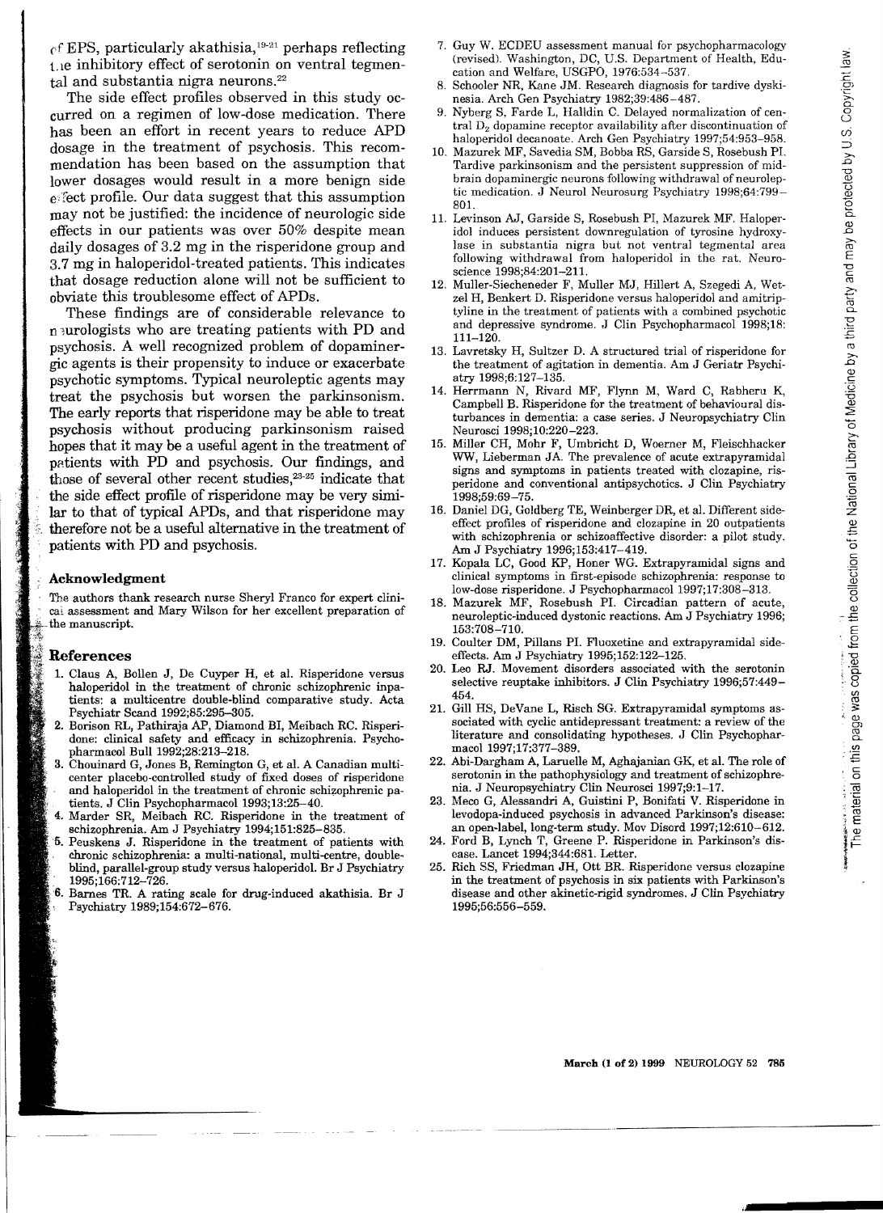of EPS, particularly akathisia,[19-21] perhaps reflecting the inhibitory effect of serotonin on ventral tegmental and substantia nigra neurons.[22]

The side effect profiles observed in this study occurred on a regimen of low-dose medication. There has been an effort in recent years to reduce APD dosage in the treatment of psychosis. This recommendation has been based on the assumption that lower dosages would result in a more benign side effect profile. Our data suggest that this assumption may not be justified: the incidence of neurologic side effects in our patients was over 50% despite mean daily dosages of 3.2 mg in the risperidone group and 3.7 mg in haloperidol-treated patients. This indicates that dosage reduction alone will not be sufficient to obviate this troublesome effect of APDs.

These findings are of considerable relevance to neurologists who are treating patients with PD and psychosis. A well recognized problem of dopaminergic agents is their propensity to induce or exacerbate psychotic symptoms. Typical neuroleptic agents may treat the psychosis but worsen the parkinsonism. The early reports that risperidone may be able to treat psychosis without producing parkinsonism raised hopes that it may be a useful agent in the treatment of patients with PD and psychosis. Our findings, and those of several other recent studies,[23-25] indicate that the side effect profile of risperidone may be very similar to that of typical APDs, and that risperidone may therefore not be a useful alternative in the treatment of patients with PD and psychosis.

## Acknowledgment

The authors thank research nurse Sheryl Franco for expert clinical assessment and Mary Wilson for her excellent preparation of the manuscript.

## References

1. Claus A, Bollen J, De Cuyper H, et al. Risperidone versus haloperidol in the treatment of chronic schizophrenic inpatients: a multicentre double-blind comparative study. Acta Psychiatr Scand 1992;85:295–305.
2. Borison RL, Pathiraja AP, Diamond BI, Meibach RC. Risperidone: clinical safety and efficacy in schizophrenia. Psychopharmacol Bull 1992;28:213–218.
3. Chouinard G, Jones B, Remington G, et al. A Canadian multicenter placebo-controlled study of fixed doses of risperidone and haloperidol in the treatment of chronic schizophrenic patients. J Clin Psychopharmacol 1993;13:25–40.
4. Marder SR, Meibach RC. Risperidone in the treatment of schizophrenia. Am J Psychiatry 1994;151:825–835.
5. Peuskens J. Risperidone in the treatment of patients with chronic schizophrenia: a multi-national, multi-centre, double-blind, parallel-group study versus haloperidol. Br J Psychiatry 1995;166:712–726.
6. Barnes TR. A rating scale for drug-induced akathisia. Br J Psychiatry 1989;154:672–676.
7. Guy W. ECDEU assessment manual for psychopharmacology (revised). Washington, DC, U.S. Department of Health, Education and Welfare, USGPO, 1976:534–537.
8. Schooler NR, Kane JM. Research diagnosis for tardive dyskinesia. Arch Gen Psychiatry 1982;39:486–487.
9. Nyberg S, Farde L, Halldin C. Delayed normalization of central $D_2$ dopamine receptor availability after discontinuation of haloperidol decanoate. Arch Gen Psychiatry 1997;54:953–958.
10. Mazurek MF, Savedia SM, Bobba RS, Garside S, Rosebush PI. Tardive parkinsonism and the persistent suppression of midbrain dopaminergic neurons following withdrawal of neuroleptic medication. J Neurol Neurosurg Psychiatry 1998;64:799–801.
11. Levinson AJ, Garside S, Rosebush PI, Mazurek MF. Haloperidol induces persistent downregulation of tyrosine hydroxylase in substantia nigra but not ventral tegmental area following withdrawal from haloperidol in the rat. Neuroscience 1998;84:201–211.
12. Muller-Siecheneder F, Muller MJ, Hillert A, Szegedi A, Wetzel H, Benkert D. Risperidone versus haloperidol and amitriptyline in the treatment of patients with a combined psychotic and depressive syndrome. J Clin Psychopharmacol 1998;18:111–120.
13. Lavretsky H, Sultzer D. A structured trial of risperidone for the treatment of agitation in dementia. Am J Geriatr Psychiatry 1998;6:127–135.
14. Herrmann N, Rivard MF, Flynn M, Ward C, Rabheru K, Campbell B. Risperidone for the treatment of behavioural disturbances in dementia: a case series. J Neuropsychiatry Clin Neurosci 1998;10:220–223.
15. Miller CH, Mohr F, Umbricht D, Woerner M, Fleischhacker WW, Lieberman JA. The prevalence of acute extrapyramidal signs and symptoms in patients treated with clozapine, risperidone and conventional antipsychotics. J Clin Psychiatry 1998;59:69–75.
16. Daniel DG, Goldberg TE, Weinberger DR, et al. Different side-effect profiles of risperidone and clozapine in 20 outpatients with schizophrenia or schizoaffective disorder: a pilot study. Am J Psychiatry 1996;153:417–419.
17. Kopala LC, Good KP, Honer WG. Extrapyramidal signs and clinical symptoms in first-episode schizophrenia: response to low-dose risperidone. J Psychopharmacol 1997;17:308–313.
18. Mazurek MF, Rosebush PI. Circadian pattern of acute, neuroleptic-induced dystonic reactions. Am J Psychiatry 1996;153:708–710.
19. Coulter DM, Pillans PI. Fluoxetine and extrapyramidal side-effects. Am J Psychiatry 1995;152:122–125.
20. Leo RJ. Movement disorders associated with the serotonin selective reuptake inhibitors. J Clin Psychiatry 1996;57:449–454.
21. Gill HS, DeVane L, Risch SG. Extrapyramidal symptoms associated with cyclic antidepressant treatment: a review of the literature and consolidating hypotheses. J Clin Psychopharmacol 1997;17:377–389.
22. Abi-Dargham A, Laruelle M, Aghajanian GK, et al. The role of serotonin in the pathophysiology and treatment of schizophrenia. J Neuropsychiatry Clin Neurosci 1997;9:1–17.
23. Meco G, Alessandri A, Guistini P, Bonifati V. Risperidone in levodopa-induced psychosis in advanced Parkinson's disease: an open-label, long-term study. Mov Disord 1997;12:610–612.
24. Ford B, Lynch T, Greene P. Risperidone in Parkinson's disease. Lancet 1994;344:681. Letter.
25. Rich SS, Friedman JH, Ott BR. Risperidone versus clozapine in the treatment of psychosis in six patients with Parkinson's disease and other akinetic-rigid syndromes. J Clin Psychiatry 1995;56:556–559.